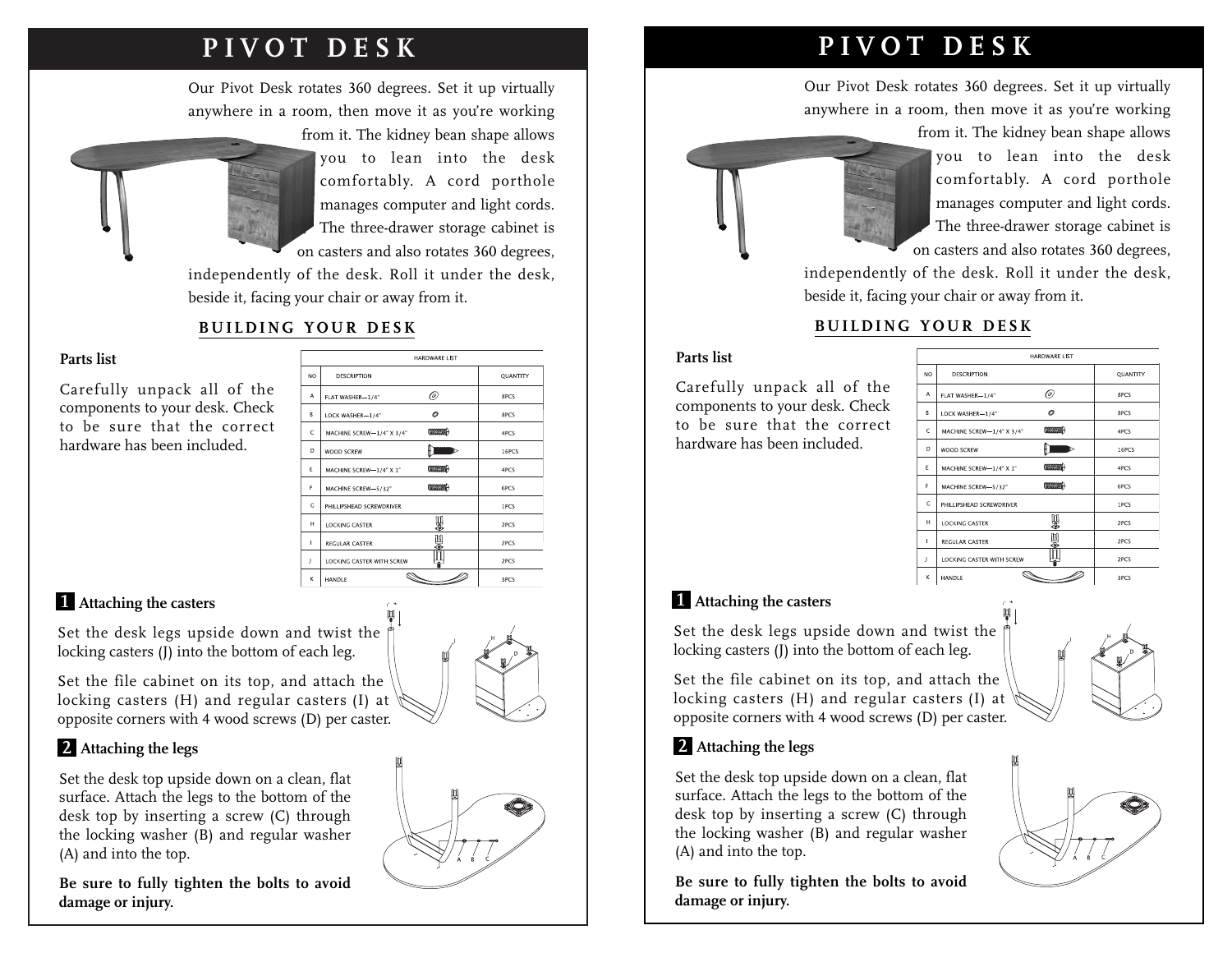# PIVOT DESK

Our Pivot Desk rotates 360 degrees. Set it up virtually anywhere in a room, then move it as you're working from it. The kidney bean shape allows you to lean into the desk comfortably. A cord porthole manages computer and light cords. The three-drawer storage cabinet is on casters and also rotates 360 degrees, independently of the desk. Roll it under the desk, beside it, facing your chair or away from it.

## BUILDING YOUR DESK

**Parts list**

Carefully unpack all of the components to your desk. Check to be sure that the correct hardware has been included.

| HARDWARE LIST | | |
|---|---|---|
| NO | DESCRIPTION | QUANTITY |
| A | FLAT WASHER—1/4" | 8PCS |
| B | LOCK WASHER—1/4" | 8PCS |
| C | MACHINE SCREW—1/4" X 3/4" | 4PCS |
| D | WOOD SCREW | 16PCS |
| E | MACHINE SCREW—1/4" X 1" | 4PCS |
| F | MACHINE SCREW—5/32" | 6PCS |
| G | PHILLIPSHEAD SCREWDRIVER | 1PCS |
| H | LOCKING CASTER | 2PCS |
| I | REGULAR CASTER | 2PCS |
| J | LOCKING CASTER WITH SCREW | 2PCS |
| K | HANDLE | 3PCS |

### 1 Attaching the casters

Set the desk legs upside down and twist the locking casters (J) into the bottom of each leg.

Set the file cabinet on its top, and attach the locking casters (H) and regular casters (I) at opposite corners with 4 wood screws (D) per caster.

### 2 Attaching the legs

Set the desk top upside down on a clean, flat surface. Attach the legs to the bottom of the desk top by inserting a screw (C) through the locking washer (B) and regular washer (A) and into the top.

**Be sure to fully tighten the bolts to avoid damage or injury.**

# PIVOT DESK

Our Pivot Desk rotates 360 degrees. Set it up virtually anywhere in a room, then move it as you're working from it. The kidney bean shape allows you to lean into the desk comfortably. A cord porthole manages computer and light cords. The three-drawer storage cabinet is on casters and also rotates 360 degrees, independently of the desk. Roll it under the desk, beside it, facing your chair or away from it.

## BUILDING YOUR DESK

**Parts list**

Carefully unpack all of the components to your desk. Check to be sure that the correct hardware has been included.

| HARDWARE LIST | | |
|---|---|---|
| NO | DESCRIPTION | QUANTITY |
| A | FLAT WASHER—1/4" | 8PCS |
| B | LOCK WASHER—1/4" | 8PCS |
| C | MACHINE SCREW—1/4" X 3/4" | 4PCS |
| D | WOOD SCREW | 16PCS |
| E | MACHINE SCREW—1/4" X 1" | 4PCS |
| F | MACHINE SCREW—5/32" | 6PCS |
| G | PHILLIPSHEAD SCREWDRIVER | 1PCS |
| H | LOCKING CASTER | 2PCS |
| I | REGULAR CASTER | 2PCS |
| J | LOCKING CASTER WITH SCREW | 2PCS |
| K | HANDLE | 3PCS |

### 1 Attaching the casters

Set the desk legs upside down and twist the locking casters (J) into the bottom of each leg.

Set the file cabinet on its top, and attach the locking casters (H) and regular casters (I) at opposite corners with 4 wood screws (D) per caster.

### 2 Attaching the legs

Set the desk top upside down on a clean, flat surface. Attach the legs to the bottom of the desk top by inserting a screw (C) through the locking washer (B) and regular washer (A) and into the top.

**Be sure to fully tighten the bolts to avoid damage or injury.**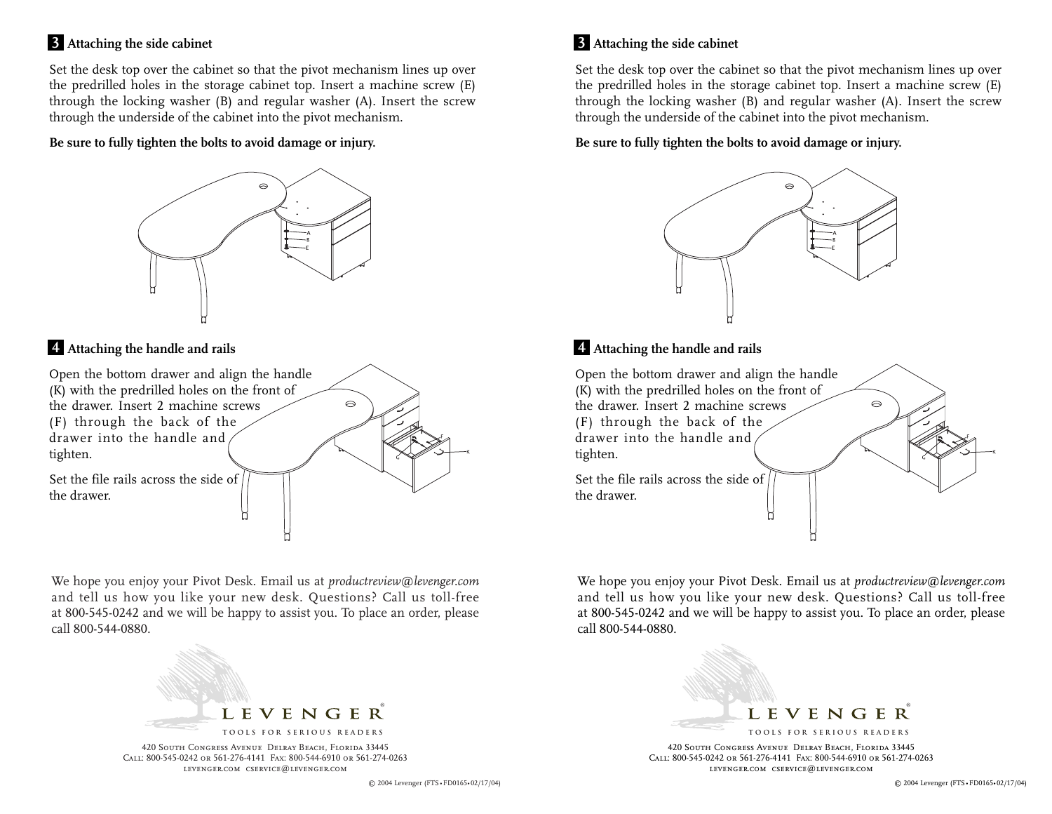## 3 Attaching the side cabinet

Set the desk top over the cabinet so that the pivot mechanism lines up over the predrilled holes in the storage cabinet top. Insert a machine screw (E) through the locking washer (B) and regular washer (A). Insert the screw through the underside of the cabinet into the pivot mechanism.

**Be sure to fully tighten the bolts to avoid damage or injury.**

## 4 Attaching the handle and rails

Open the bottom drawer and align the handle (K) with the predrilled holes on the front of the drawer. Insert 2 machine screws (F) through the back of the drawer into the handle and tighten.

Set the file rails across the side of the drawer.

We hope you enjoy your Pivot Desk. Email us at *productreview@levenger.com* and tell us how you like your new desk. Questions? Call us toll-free at 800-545-0242 and we will be happy to assist you. To place an order, please call 800-544-0880.

LEVENGER®

TOOLS FOR SERIOUS READERS

420 South Congress Avenue Delray Beach, Florida 33445
Call: 800-545-0242 or 561-276-4141 Fax: 800-544-6910 or 561-274-0263
levenger.com cservice@levenger.com

© 2004 Levenger (FTS • FD0165 • 02/17/04)

## 3 Attaching the side cabinet

Set the desk top over the cabinet so that the pivot mechanism lines up over the predrilled holes in the storage cabinet top. Insert a machine screw (E) through the locking washer (B) and regular washer (A). Insert the screw through the underside of the cabinet into the pivot mechanism.

**Be sure to fully tighten the bolts to avoid damage or injury.**

## 4 Attaching the handle and rails

Open the bottom drawer and align the handle (K) with the predrilled holes on the front of the drawer. Insert 2 machine screws (F) through the back of the drawer into the handle and tighten.

Set the file rails across the side of the drawer.

We hope you enjoy your Pivot Desk. Email us at *productreview@levenger.com* and tell us how you like your new desk. Questions? Call us toll-free at 800-545-0242 and we will be happy to assist you. To place an order, please call 800-544-0880.

LEVENGER®

TOOLS FOR SERIOUS READERS

420 South Congress Avenue Delray Beach, Florida 33445
Call: 800-545-0242 or 561-276-4141 Fax: 800-544-6910 or 561-274-0263
levenger.com cservice@levenger.com

© 2004 Levenger (FTS • FD0165 • 02/17/04)